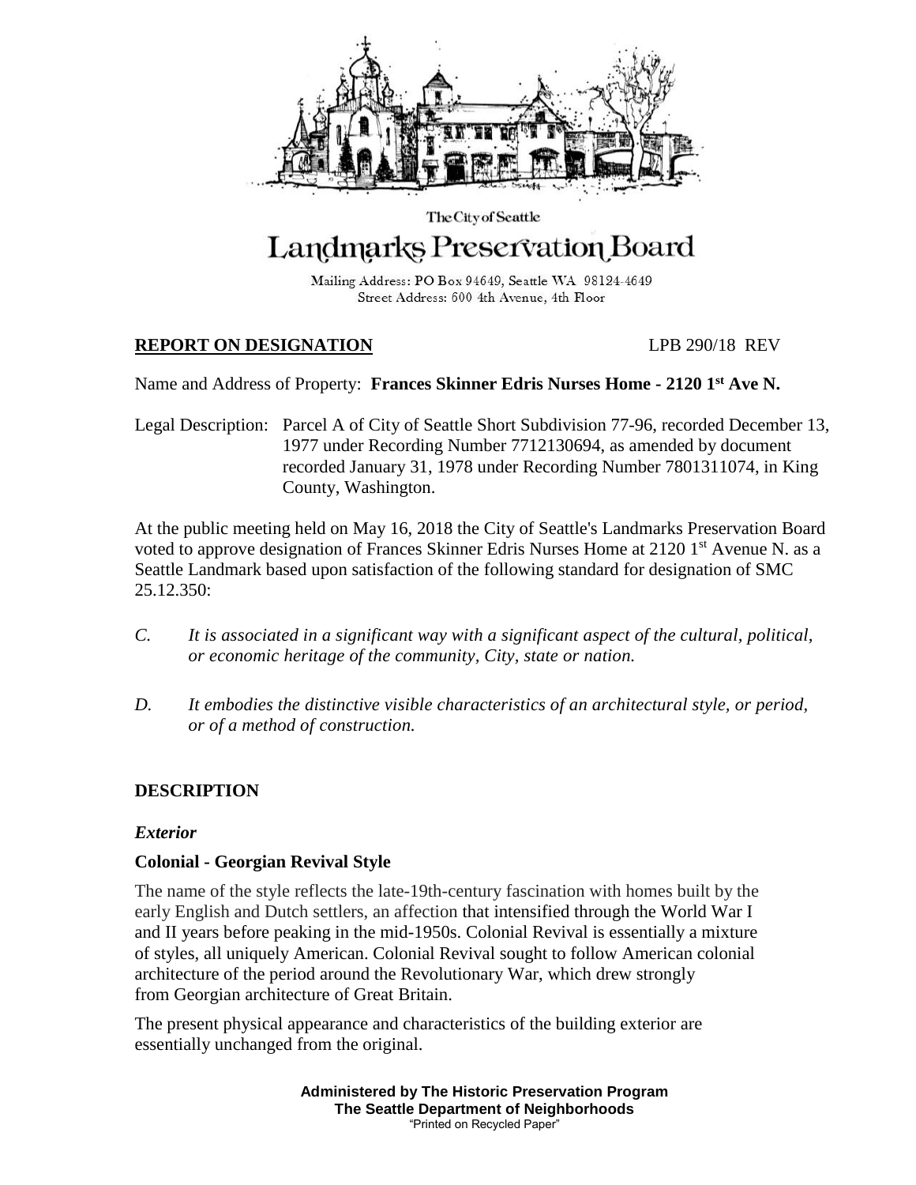The City of Seattle

# Landmarks Preservation Board

Mailing Address: PO Box 94649, Seattle WA 98124-4649
Street Address: 600 4th Avenue, 4th Floor

**REPORT ON DESIGNATION** LPB 290/18 REV

Name and Address of Property: **Frances Skinner Edris Nurses Home - 2120 1st Ave N.**

Legal Description: Parcel A of City of Seattle Short Subdivision 77-96, recorded December 13, 1977 under Recording Number 7712130694, as amended by document recorded January 31, 1978 under Recording Number 7801311074, in King County, Washington.

At the public meeting held on May 16, 2018 the City of Seattle's Landmarks Preservation Board voted to approve designation of Frances Skinner Edris Nurses Home at 2120 1st Avenue N. as a Seattle Landmark based upon satisfaction of the following standard for designation of SMC 25.12.350:

*C. It is associated in a significant way with a significant aspect of the cultural, political, or economic heritage of the community, City, state or nation.*

*D. It embodies the distinctive visible characteristics of an architectural style, or period, or of a method of construction.*

## DESCRIPTION

### *Exterior*

### Colonial - Georgian Revival Style

The name of the style reflects the late-19th-century fascination with homes built by the early English and Dutch settlers, an affection that intensified through the World War I and II years before peaking in the mid-1950s. Colonial Revival is essentially a mixture of styles, all uniquely American. Colonial Revival sought to follow American colonial architecture of the period around the Revolutionary War, which drew strongly from Georgian architecture of Great Britain.

The present physical appearance and characteristics of the building exterior are essentially unchanged from the original.

**Administered by The Historic Preservation Program**
**The Seattle Department of Neighborhoods**
"Printed on Recycled Paper"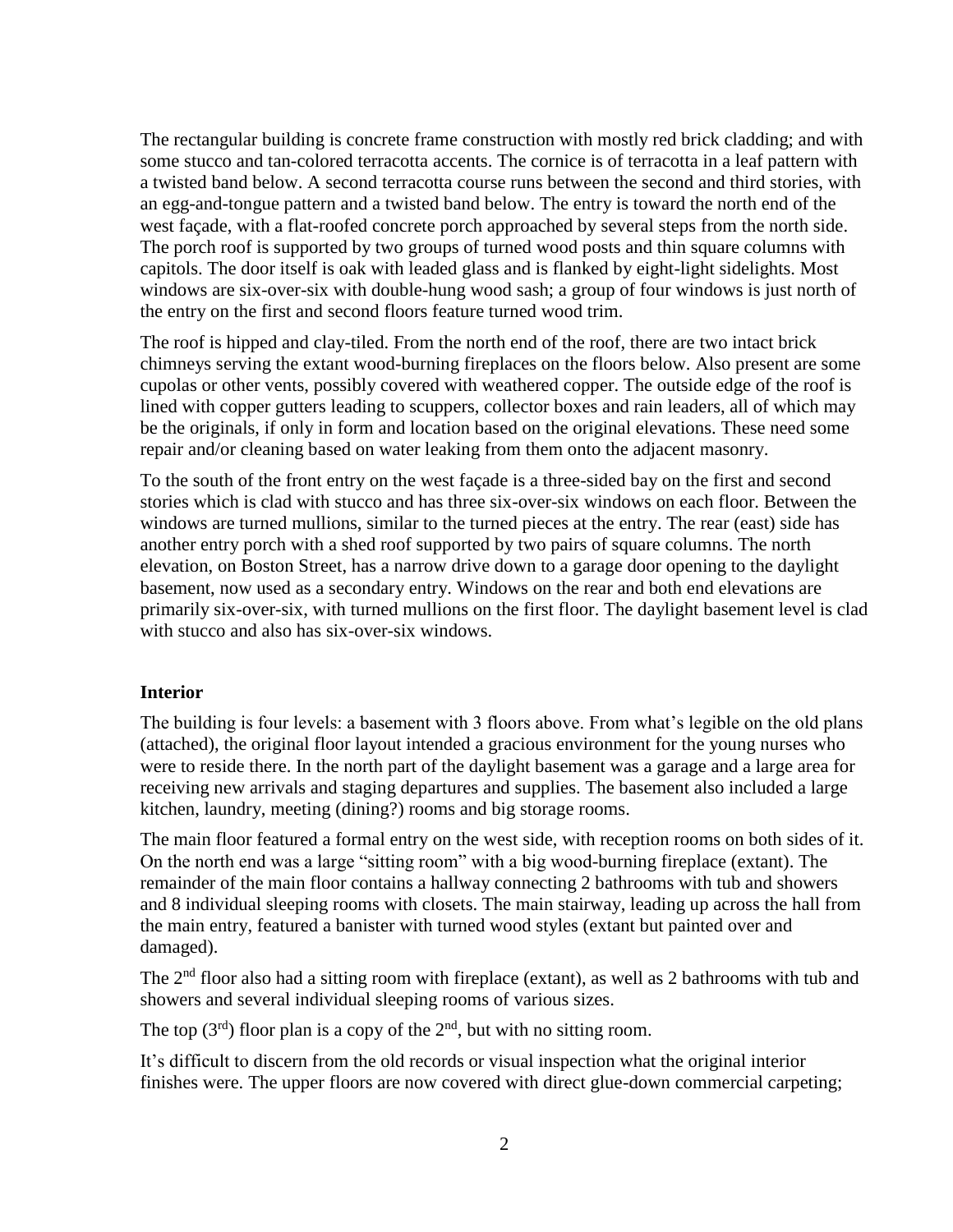The rectangular building is concrete frame construction with mostly red brick cladding; and with some stucco and tan-colored terracotta accents. The cornice is of terracotta in a leaf pattern with a twisted band below. A second terracotta course runs between the second and third stories, with an egg-and-tongue pattern and a twisted band below. The entry is toward the north end of the west façade, with a flat-roofed concrete porch approached by several steps from the north side. The porch roof is supported by two groups of turned wood posts and thin square columns with capitols. The door itself is oak with leaded glass and is flanked by eight-light sidelights. Most windows are six-over-six with double-hung wood sash; a group of four windows is just north of the entry on the first and second floors feature turned wood trim.

The roof is hipped and clay-tiled. From the north end of the roof, there are two intact brick chimneys serving the extant wood-burning fireplaces on the floors below. Also present are some cupolas or other vents, possibly covered with weathered copper. The outside edge of the roof is lined with copper gutters leading to scuppers, collector boxes and rain leaders, all of which may be the originals, if only in form and location based on the original elevations. These need some repair and/or cleaning based on water leaking from them onto the adjacent masonry.

To the south of the front entry on the west façade is a three-sided bay on the first and second stories which is clad with stucco and has three six-over-six windows on each floor. Between the windows are turned mullions, similar to the turned pieces at the entry. The rear (east) side has another entry porch with a shed roof supported by two pairs of square columns. The north elevation, on Boston Street, has a narrow drive down to a garage door opening to the daylight basement, now used as a secondary entry. Windows on the rear and both end elevations are primarily six-over-six, with turned mullions on the first floor. The daylight basement level is clad with stucco and also has six-over-six windows.

**Interior**

The building is four levels: a basement with 3 floors above. From what's legible on the old plans (attached), the original floor layout intended a gracious environment for the young nurses who were to reside there. In the north part of the daylight basement was a garage and a large area for receiving new arrivals and staging departures and supplies. The basement also included a large kitchen, laundry, meeting (dining?) rooms and big storage rooms.

The main floor featured a formal entry on the west side, with reception rooms on both sides of it. On the north end was a large "sitting room" with a big wood-burning fireplace (extant). The remainder of the main floor contains a hallway connecting 2 bathrooms with tub and showers and 8 individual sleeping rooms with closets. The main stairway, leading up across the hall from the main entry, featured a banister with turned wood styles (extant but painted over and damaged).

The 2nd floor also had a sitting room with fireplace (extant), as well as 2 bathrooms with tub and showers and several individual sleeping rooms of various sizes.

The top (3rd) floor plan is a copy of the 2nd, but with no sitting room.

It's difficult to discern from the old records or visual inspection what the original interior finishes were. The upper floors are now covered with direct glue-down commercial carpeting;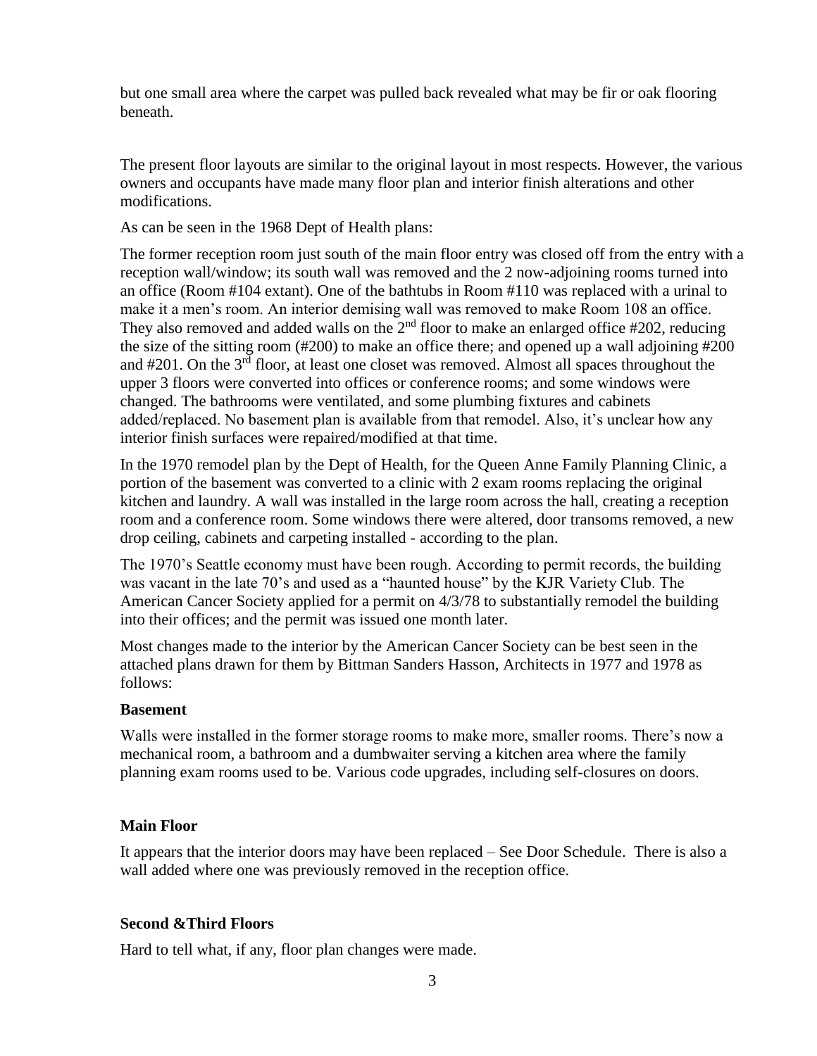but one small area where the carpet was pulled back revealed what may be fir or oak flooring beneath.

The present floor layouts are similar to the original layout in most respects. However, the various owners and occupants have made many floor plan and interior finish alterations and other modifications.

As can be seen in the 1968 Dept of Health plans:

The former reception room just south of the main floor entry was closed off from the entry with a reception wall/window; its south wall was removed and the 2 now-adjoining rooms turned into an office (Room #104 extant). One of the bathtubs in Room #110 was replaced with a urinal to make it a men's room. An interior demising wall was removed to make Room 108 an office. They also removed and added walls on the 2nd floor to make an enlarged office #202, reducing the size of the sitting room (#200) to make an office there; and opened up a wall adjoining #200 and #201. On the 3rd floor, at least one closet was removed. Almost all spaces throughout the upper 3 floors were converted into offices or conference rooms; and some windows were changed. The bathrooms were ventilated, and some plumbing fixtures and cabinets added/replaced. No basement plan is available from that remodel. Also, it's unclear how any interior finish surfaces were repaired/modified at that time.

In the 1970 remodel plan by the Dept of Health, for the Queen Anne Family Planning Clinic, a portion of the basement was converted to a clinic with 2 exam rooms replacing the original kitchen and laundry. A wall was installed in the large room across the hall, creating a reception room and a conference room. Some windows there were altered, door transoms removed, a new drop ceiling, cabinets and carpeting installed - according to the plan.

The 1970's Seattle economy must have been rough. According to permit records, the building was vacant in the late 70's and used as a "haunted house" by the KJR Variety Club. The American Cancer Society applied for a permit on 4/3/78 to substantially remodel the building into their offices; and the permit was issued one month later.

Most changes made to the interior by the American Cancer Society can be best seen in the attached plans drawn for them by Bittman Sanders Hasson, Architects in 1977 and 1978 as follows:

**Basement**

Walls were installed in the former storage rooms to make more, smaller rooms. There's now a mechanical room, a bathroom and a dumbwaiter serving a kitchen area where the family planning exam rooms used to be. Various code upgrades, including self-closures on doors.

**Main Floor**

It appears that the interior doors may have been replaced – See Door Schedule. There is also a wall added where one was previously removed in the reception office.

**Second &Third Floors**

Hard to tell what, if any, floor plan changes were made.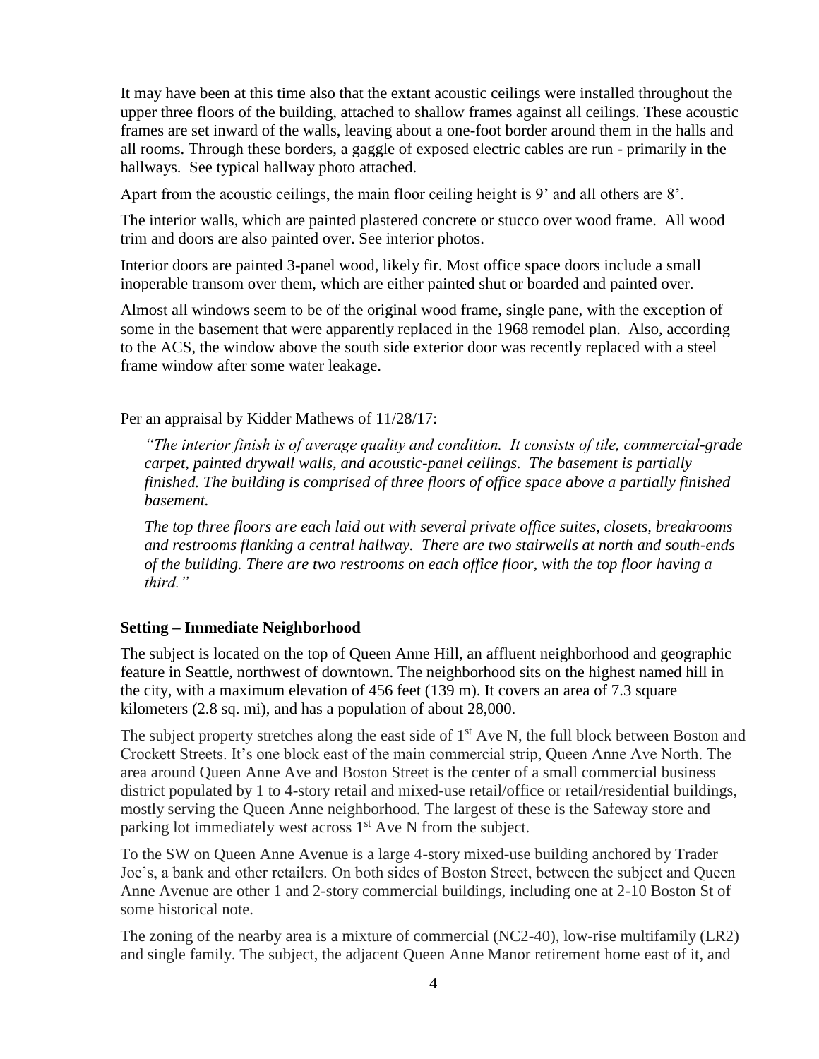It may have been at this time also that the extant acoustic ceilings were installed throughout the upper three floors of the building, attached to shallow frames against all ceilings. These acoustic frames are set inward of the walls, leaving about a one-foot border around them in the halls and all rooms. Through these borders, a gaggle of exposed electric cables are run - primarily in the hallways. See typical hallway photo attached.

Apart from the acoustic ceilings, the main floor ceiling height is 9' and all others are 8'.

The interior walls, which are painted plastered concrete or stucco over wood frame. All wood trim and doors are also painted over. See interior photos.

Interior doors are painted 3-panel wood, likely fir. Most office space doors include a small inoperable transom over them, which are either painted shut or boarded and painted over.

Almost all windows seem to be of the original wood frame, single pane, with the exception of some in the basement that were apparently replaced in the 1968 remodel plan. Also, according to the ACS, the window above the south side exterior door was recently replaced with a steel frame window after some water leakage.

Per an appraisal by Kidder Mathews of 11/28/17:

> *"The interior finish is of average quality and condition. It consists of tile, commercial-grade carpet, painted drywall walls, and acoustic-panel ceilings. The basement is partially finished. The building is comprised of three floors of office space above a partially finished basement.*
>
> *The top three floors are each laid out with several private office suites, closets, breakrooms and restrooms flanking a central hallway. There are two stairwells at north and south-ends of the building. There are two restrooms on each office floor, with the top floor having a third."*

**Setting – Immediate Neighborhood**

The subject is located on the top of Queen Anne Hill, an affluent neighborhood and geographic feature in Seattle, northwest of downtown. The neighborhood sits on the highest named hill in the city, with a maximum elevation of 456 feet (139 m). It covers an area of 7.3 square kilometers (2.8 sq. mi), and has a population of about 28,000.

The subject property stretches along the east side of 1st Ave N, the full block between Boston and Crockett Streets. It's one block east of the main commercial strip, Queen Anne Ave North. The area around Queen Anne Ave and Boston Street is the center of a small commercial business district populated by 1 to 4-story retail and mixed-use retail/office or retail/residential buildings, mostly serving the Queen Anne neighborhood. The largest of these is the Safeway store and parking lot immediately west across 1st Ave N from the subject.

To the SW on Queen Anne Avenue is a large 4-story mixed-use building anchored by Trader Joe's, a bank and other retailers. On both sides of Boston Street, between the subject and Queen Anne Avenue are other 1 and 2-story commercial buildings, including one at 2-10 Boston St of some historical note.

The zoning of the nearby area is a mixture of commercial (NC2-40), low-rise multifamily (LR2) and single family. The subject, the adjacent Queen Anne Manor retirement home east of it, and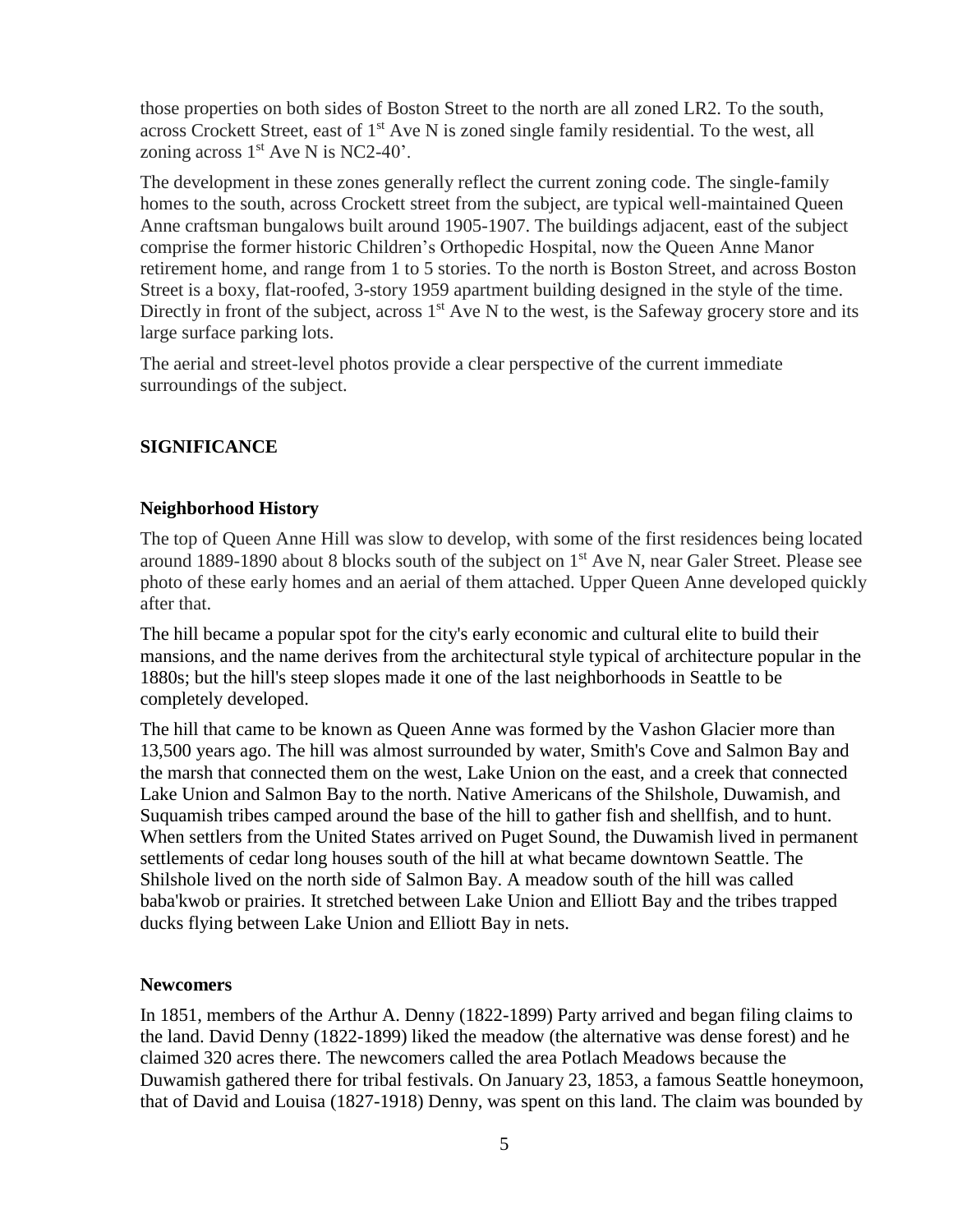those properties on both sides of Boston Street to the north are all zoned LR2. To the south, across Crockett Street, east of 1st Ave N is zoned single family residential. To the west, all zoning across 1st Ave N is NC2-40'.

The development in these zones generally reflect the current zoning code. The single-family homes to the south, across Crockett street from the subject, are typical well-maintained Queen Anne craftsman bungalows built around 1905-1907. The buildings adjacent, east of the subject comprise the former historic Children's Orthopedic Hospital, now the Queen Anne Manor retirement home, and range from 1 to 5 stories. To the north is Boston Street, and across Boston Street is a boxy, flat-roofed, 3-story 1959 apartment building designed in the style of the time. Directly in front of the subject, across 1st Ave N to the west, is the Safeway grocery store and its large surface parking lots.

The aerial and street-level photos provide a clear perspective of the current immediate surroundings of the subject.

## SIGNIFICANCE

### Neighborhood History

The top of Queen Anne Hill was slow to develop, with some of the first residences being located around 1889-1890 about 8 blocks south of the subject on 1st Ave N, near Galer Street. Please see photo of these early homes and an aerial of them attached. Upper Queen Anne developed quickly after that.

The hill became a popular spot for the city's early economic and cultural elite to build their mansions, and the name derives from the architectural style typical of architecture popular in the 1880s; but the hill's steep slopes made it one of the last neighborhoods in Seattle to be completely developed.

The hill that came to be known as Queen Anne was formed by the Vashon Glacier more than 13,500 years ago. The hill was almost surrounded by water, Smith's Cove and Salmon Bay and the marsh that connected them on the west, Lake Union on the east, and a creek that connected Lake Union and Salmon Bay to the north. Native Americans of the Shilshole, Duwamish, and Suquamish tribes camped around the base of the hill to gather fish and shellfish, and to hunt. When settlers from the United States arrived on Puget Sound, the Duwamish lived in permanent settlements of cedar long houses south of the hill at what became downtown Seattle. The Shilshole lived on the north side of Salmon Bay. A meadow south of the hill was called baba'kwob or prairies. It stretched between Lake Union and Elliott Bay and the tribes trapped ducks flying between Lake Union and Elliott Bay in nets.

### Newcomers

In 1851, members of the Arthur A. Denny (1822-1899) Party arrived and began filing claims to the land. David Denny (1822-1899) liked the meadow (the alternative was dense forest) and he claimed 320 acres there. The newcomers called the area Potlach Meadows because the Duwamish gathered there for tribal festivals. On January 23, 1853, a famous Seattle honeymoon, that of David and Louisa (1827-1918) Denny, was spent on this land. The claim was bounded by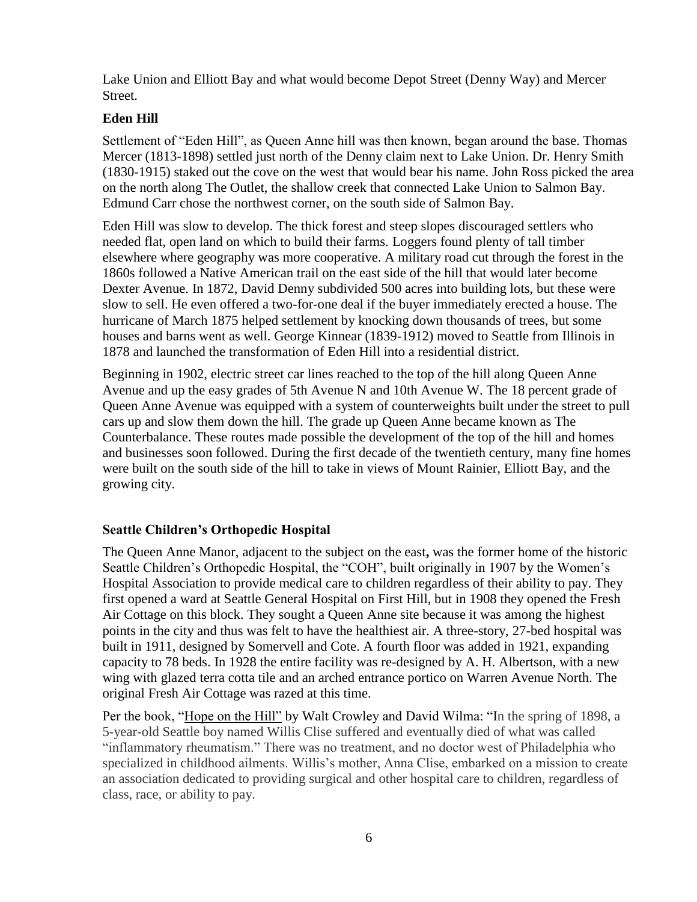Lake Union and Elliott Bay and what would become Depot Street (Denny Way) and Mercer Street.

### Eden Hill

Settlement of "Eden Hill", as Queen Anne hill was then known, began around the base. Thomas Mercer (1813-1898) settled just north of the Denny claim next to Lake Union. Dr. Henry Smith (1830-1915) staked out the cove on the west that would bear his name. John Ross picked the area on the north along The Outlet, the shallow creek that connected Lake Union to Salmon Bay. Edmund Carr chose the northwest corner, on the south side of Salmon Bay.

Eden Hill was slow to develop. The thick forest and steep slopes discouraged settlers who needed flat, open land on which to build their farms. Loggers found plenty of tall timber elsewhere where geography was more cooperative. A military road cut through the forest in the 1860s followed a Native American trail on the east side of the hill that would later become Dexter Avenue. In 1872, David Denny subdivided 500 acres into building lots, but these were slow to sell. He even offered a two-for-one deal if the buyer immediately erected a house. The hurricane of March 1875 helped settlement by knocking down thousands of trees, but some houses and barns went as well. George Kinnear (1839-1912) moved to Seattle from Illinois in 1878 and launched the transformation of Eden Hill into a residential district.

Beginning in 1902, electric street car lines reached to the top of the hill along Queen Anne Avenue and up the easy grades of 5th Avenue N and 10th Avenue W. The 18 percent grade of Queen Anne Avenue was equipped with a system of counterweights built under the street to pull cars up and slow them down the hill. The grade up Queen Anne became known as The Counterbalance. These routes made possible the development of the top of the hill and homes and businesses soon followed. During the first decade of the twentieth century, many fine homes were built on the south side of the hill to take in views of Mount Rainier, Elliott Bay, and the growing city.

### Seattle Children's Orthopedic Hospital

The Queen Anne Manor, adjacent to the subject on the east**,** was the former home of the historic Seattle Children's Orthopedic Hospital, the "COH", built originally in 1907 by the Women's Hospital Association to provide medical care to children regardless of their ability to pay. They first opened a ward at Seattle General Hospital on First Hill, but in 1908 they opened the Fresh Air Cottage on this block. They sought a Queen Anne site because it was among the highest points in the city and thus was felt to have the healthiest air. A three-story, 27-bed hospital was built in 1911, designed by Somervell and Cote. A fourth floor was added in 1921, expanding capacity to 78 beds. In 1928 the entire facility was re-designed by A. H. Albertson, with a new wing with glazed terra cotta tile and an arched entrance portico on Warren Avenue North. The original Fresh Air Cottage was razed at this time.

Per the book, "Hope on the Hill" by Walt Crowley and David Wilma: "In the spring of 1898, a 5-year-old Seattle boy named Willis Clise suffered and eventually died of what was called "inflammatory rheumatism." There was no treatment, and no doctor west of Philadelphia who specialized in childhood ailments. Willis's mother, Anna Clise, embarked on a mission to create an association dedicated to providing surgical and other hospital care to children, regardless of class, race, or ability to pay.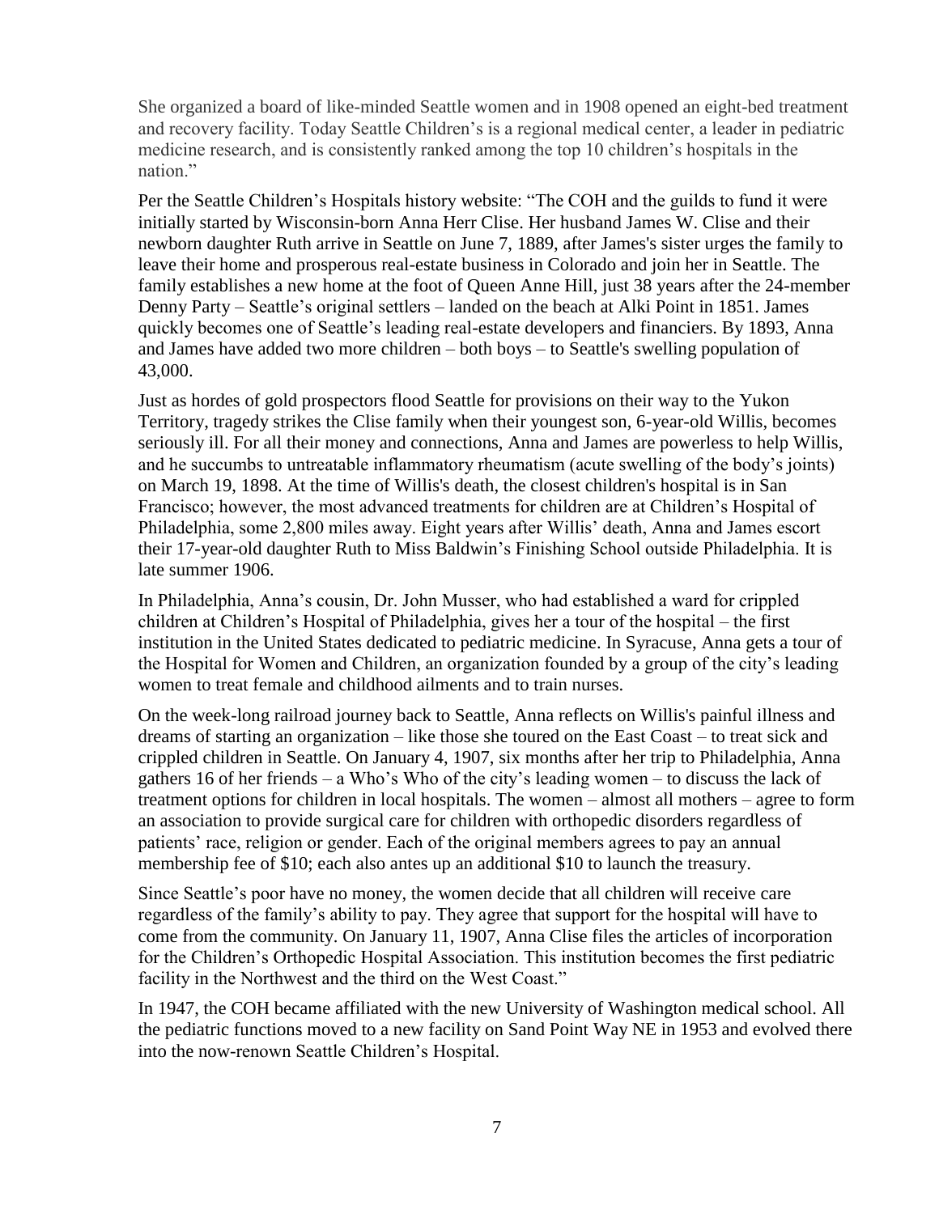She organized a board of like-minded Seattle women and in 1908 opened an eight-bed treatment and recovery facility. Today Seattle Children's is a regional medical center, a leader in pediatric medicine research, and is consistently ranked among the top 10 children's hospitals in the nation."

Per the Seattle Children's Hospitals history website: "The COH and the guilds to fund it were initially started by Wisconsin-born Anna Herr Clise. Her husband James W. Clise and their newborn daughter Ruth arrive in Seattle on June 7, 1889, after James's sister urges the family to leave their home and prosperous real-estate business in Colorado and join her in Seattle. The family establishes a new home at the foot of Queen Anne Hill, just 38 years after the 24-member Denny Party – Seattle's original settlers – landed on the beach at Alki Point in 1851. James quickly becomes one of Seattle's leading real-estate developers and financiers. By 1893, Anna and James have added two more children – both boys – to Seattle's swelling population of 43,000.

Just as hordes of gold prospectors flood Seattle for provisions on their way to the Yukon Territory, tragedy strikes the Clise family when their youngest son, 6-year-old Willis, becomes seriously ill. For all their money and connections, Anna and James are powerless to help Willis, and he succumbs to untreatable inflammatory rheumatism (acute swelling of the body's joints) on March 19, 1898. At the time of Willis's death, the closest children's hospital is in San Francisco; however, the most advanced treatments for children are at Children's Hospital of Philadelphia, some 2,800 miles away. Eight years after Willis' death, Anna and James escort their 17-year-old daughter Ruth to Miss Baldwin's Finishing School outside Philadelphia. It is late summer 1906.

In Philadelphia, Anna's cousin, Dr. John Musser, who had established a ward for crippled children at Children's Hospital of Philadelphia, gives her a tour of the hospital – the first institution in the United States dedicated to pediatric medicine. In Syracuse, Anna gets a tour of the Hospital for Women and Children, an organization founded by a group of the city's leading women to treat female and childhood ailments and to train nurses.

On the week-long railroad journey back to Seattle, Anna reflects on Willis's painful illness and dreams of starting an organization – like those she toured on the East Coast – to treat sick and crippled children in Seattle. On January 4, 1907, six months after her trip to Philadelphia, Anna gathers 16 of her friends – a Who's Who of the city's leading women – to discuss the lack of treatment options for children in local hospitals. The women – almost all mothers – agree to form an association to provide surgical care for children with orthopedic disorders regardless of patients' race, religion or gender. Each of the original members agrees to pay an annual membership fee of $10; each also antes up an additional $10 to launch the treasury.

Since Seattle's poor have no money, the women decide that all children will receive care regardless of the family's ability to pay. They agree that support for the hospital will have to come from the community. On January 11, 1907, Anna Clise files the articles of incorporation for the Children's Orthopedic Hospital Association. This institution becomes the first pediatric facility in the Northwest and the third on the West Coast."

In 1947, the COH became affiliated with the new University of Washington medical school. All the pediatric functions moved to a new facility on Sand Point Way NE in 1953 and evolved there into the now-renown Seattle Children's Hospital.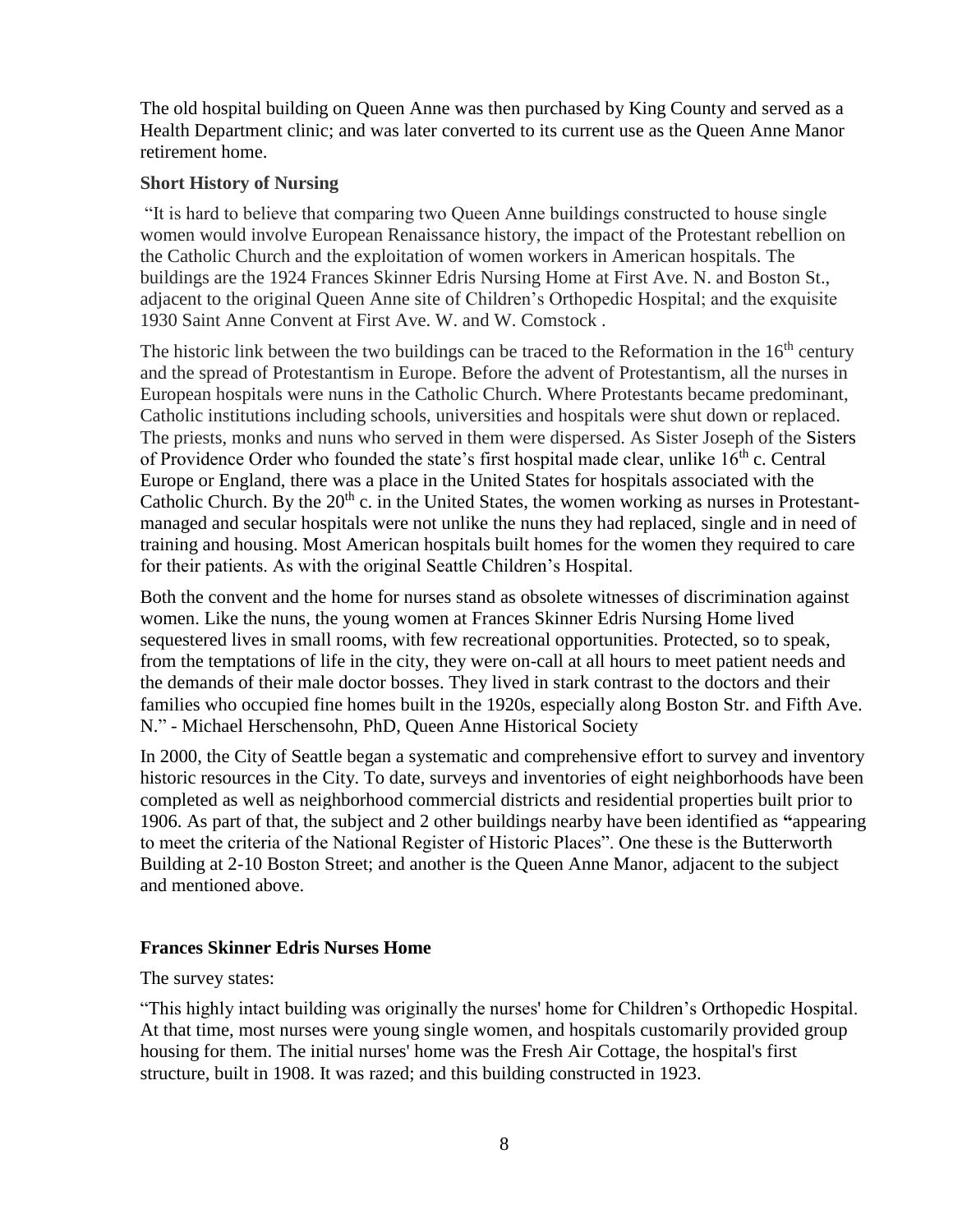The old hospital building on Queen Anne was then purchased by King County and served as a Health Department clinic; and was later converted to its current use as the Queen Anne Manor retirement home.

**Short History of Nursing**

"It is hard to believe that comparing two Queen Anne buildings constructed to house single women would involve European Renaissance history, the impact of the Protestant rebellion on the Catholic Church and the exploitation of women workers in American hospitals. The buildings are the 1924 Frances Skinner Edris Nursing Home at First Ave. N. and Boston St., adjacent to the original Queen Anne site of Children's Orthopedic Hospital; and the exquisite 1930 Saint Anne Convent at First Ave. W. and W. Comstock .

The historic link between the two buildings can be traced to the Reformation in the 16th century and the spread of Protestantism in Europe. Before the advent of Protestantism, all the nurses in European hospitals were nuns in the Catholic Church. Where Protestants became predominant, Catholic institutions including schools, universities and hospitals were shut down or replaced. The priests, monks and nuns who served in them were dispersed. As Sister Joseph of the Sisters of Providence Order who founded the state's first hospital made clear, unlike 16th c. Central Europe or England, there was a place in the United States for hospitals associated with the Catholic Church. By the 20th c. in the United States, the women working as nurses in Protestant-managed and secular hospitals were not unlike the nuns they had replaced, single and in need of training and housing. Most American hospitals built homes for the women they required to care for their patients. As with the original Seattle Children's Hospital.

Both the convent and the home for nurses stand as obsolete witnesses of discrimination against women. Like the nuns, the young women at Frances Skinner Edris Nursing Home lived sequestered lives in small rooms, with few recreational opportunities. Protected, so to speak, from the temptations of life in the city, they were on-call at all hours to meet patient needs and the demands of their male doctor bosses. They lived in stark contrast to the doctors and their families who occupied fine homes built in the 1920s, especially along Boston Str. and Fifth Ave. N." - Michael Herschensohn, PhD, Queen Anne Historical Society

In 2000, the City of Seattle began a systematic and comprehensive effort to survey and inventory historic resources in the City. To date, surveys and inventories of eight neighborhoods have been completed as well as neighborhood commercial districts and residential properties built prior to 1906. As part of that, the subject and 2 other buildings nearby have been identified as **"**appearing to meet the criteria of the National Register of Historic Places". One these is the Butterworth Building at 2-10 Boston Street; and another is the Queen Anne Manor, adjacent to the subject and mentioned above.

**Frances Skinner Edris Nurses Home**

The survey states:

"This highly intact building was originally the nurses' home for Children's Orthopedic Hospital. At that time, most nurses were young single women, and hospitals customarily provided group housing for them. The initial nurses' home was the Fresh Air Cottage, the hospital's first structure, built in 1908. It was razed; and this building constructed in 1923.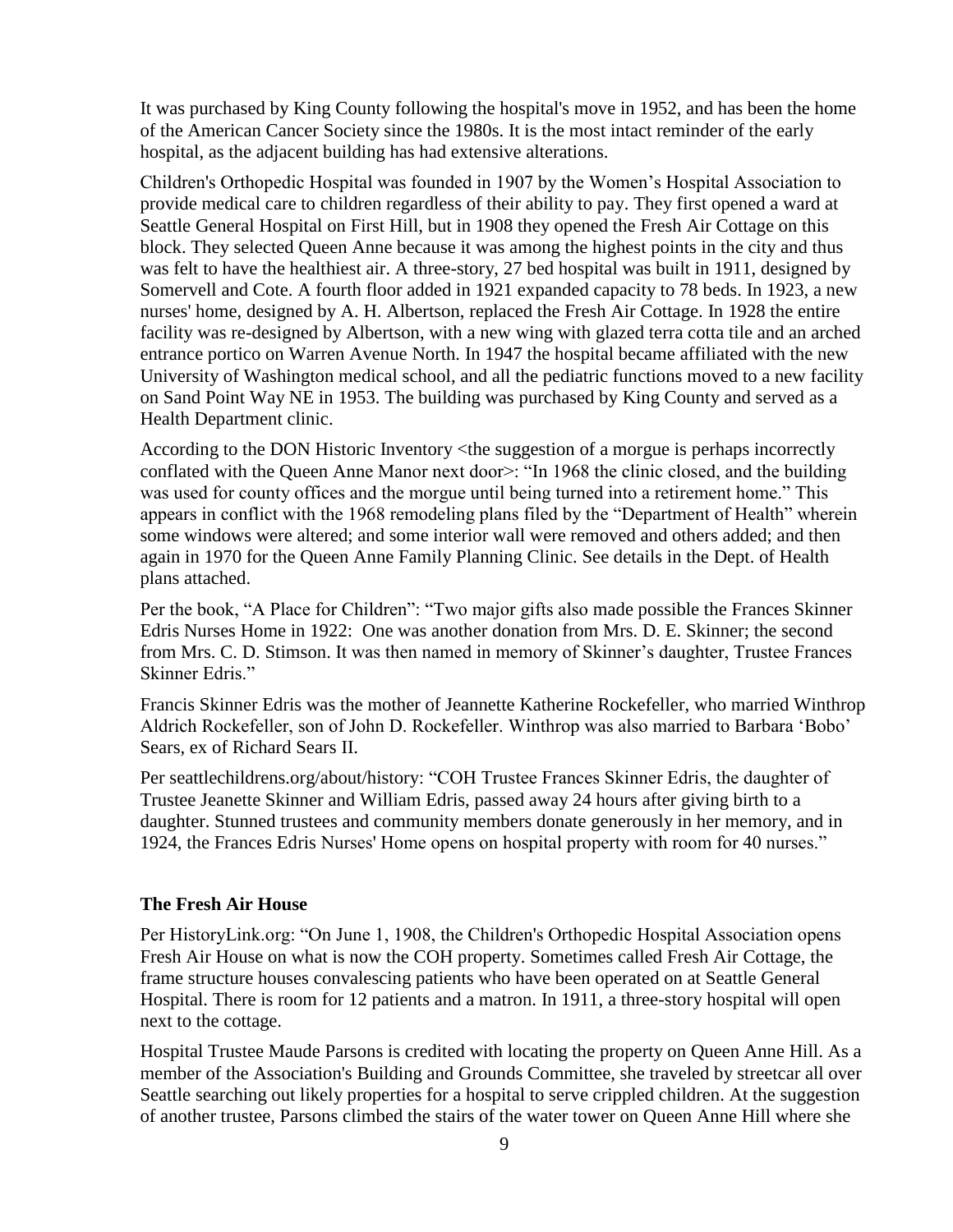It was purchased by King County following the hospital's move in 1952, and has been the home of the American Cancer Society since the 1980s. It is the most intact reminder of the early hospital, as the adjacent building has had extensive alterations.

Children's Orthopedic Hospital was founded in 1907 by the Women's Hospital Association to provide medical care to children regardless of their ability to pay. They first opened a ward at Seattle General Hospital on First Hill, but in 1908 they opened the Fresh Air Cottage on this block. They selected Queen Anne because it was among the highest points in the city and thus was felt to have the healthiest air. A three-story, 27 bed hospital was built in 1911, designed by Somervell and Cote. A fourth floor added in 1921 expanded capacity to 78 beds. In 1923, a new nurses' home, designed by A. H. Albertson, replaced the Fresh Air Cottage. In 1928 the entire facility was re-designed by Albertson, with a new wing with glazed terra cotta tile and an arched entrance portico on Warren Avenue North. In 1947 the hospital became affiliated with the new University of Washington medical school, and all the pediatric functions moved to a new facility on Sand Point Way NE in 1953. The building was purchased by King County and served as a Health Department clinic.

According to the DON Historic Inventory <the suggestion of a morgue is perhaps incorrectly conflated with the Queen Anne Manor next door>: "In 1968 the clinic closed, and the building was used for county offices and the morgue until being turned into a retirement home." This appears in conflict with the 1968 remodeling plans filed by the "Department of Health" wherein some windows were altered; and some interior wall were removed and others added; and then again in 1970 for the Queen Anne Family Planning Clinic. See details in the Dept. of Health plans attached.

Per the book, "A Place for Children": "Two major gifts also made possible the Frances Skinner Edris Nurses Home in 1922: One was another donation from Mrs. D. E. Skinner; the second from Mrs. C. D. Stimson. It was then named in memory of Skinner's daughter, Trustee Frances Skinner Edris."

Francis Skinner Edris was the mother of Jeannette Katherine Rockefeller, who married Winthrop Aldrich Rockefeller, son of John D. Rockefeller. Winthrop was also married to Barbara 'Bobo' Sears, ex of Richard Sears II.

Per seattlechildrens.org/about/history: "COH Trustee Frances Skinner Edris, the daughter of Trustee Jeanette Skinner and William Edris, passed away 24 hours after giving birth to a daughter. Stunned trustees and community members donate generously in her memory, and in 1924, the Frances Edris Nurses' Home opens on hospital property with room for 40 nurses."

**The Fresh Air House**

Per HistoryLink.org: "On June 1, 1908, the Children's Orthopedic Hospital Association opens Fresh Air House on what is now the COH property. Sometimes called Fresh Air Cottage, the frame structure houses convalescing patients who have been operated on at Seattle General Hospital. There is room for 12 patients and a matron. In 1911, a three-story hospital will open next to the cottage.

Hospital Trustee Maude Parsons is credited with locating the property on Queen Anne Hill. As a member of the Association's Building and Grounds Committee, she traveled by streetcar all over Seattle searching out likely properties for a hospital to serve crippled children. At the suggestion of another trustee, Parsons climbed the stairs of the water tower on Queen Anne Hill where she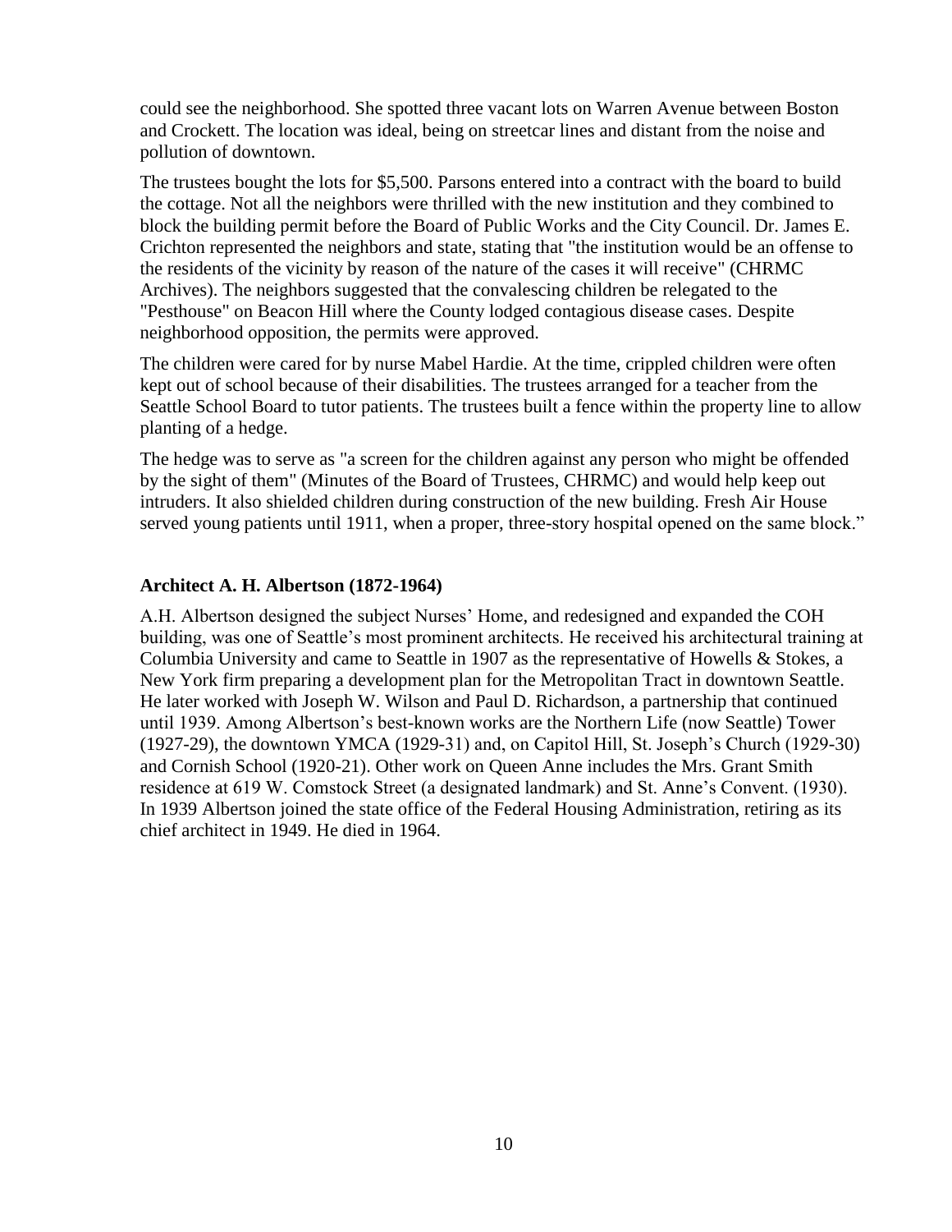could see the neighborhood. She spotted three vacant lots on Warren Avenue between Boston and Crockett. The location was ideal, being on streetcar lines and distant from the noise and pollution of downtown.

The trustees bought the lots for $5,500. Parsons entered into a contract with the board to build the cottage. Not all the neighbors were thrilled with the new institution and they combined to block the building permit before the Board of Public Works and the City Council. Dr. James E. Crichton represented the neighbors and state, stating that "the institution would be an offense to the residents of the vicinity by reason of the nature of the cases it will receive" (CHRMC Archives). The neighbors suggested that the convalescing children be relegated to the "Pesthouse" on Beacon Hill where the County lodged contagious disease cases. Despite neighborhood opposition, the permits were approved.

The children were cared for by nurse Mabel Hardie. At the time, crippled children were often kept out of school because of their disabilities. The trustees arranged for a teacher from the Seattle School Board to tutor patients. The trustees built a fence within the property line to allow planting of a hedge.

The hedge was to serve as "a screen for the children against any person who might be offended by the sight of them" (Minutes of the Board of Trustees, CHRMC) and would help keep out intruders. It also shielded children during construction of the new building. Fresh Air House served young patients until 1911, when a proper, three-story hospital opened on the same block."

### Architect A. H. Albertson (1872-1964)

A.H. Albertson designed the subject Nurses' Home, and redesigned and expanded the COH building, was one of Seattle's most prominent architects. He received his architectural training at Columbia University and came to Seattle in 1907 as the representative of Howells & Stokes, a New York firm preparing a development plan for the Metropolitan Tract in downtown Seattle. He later worked with Joseph W. Wilson and Paul D. Richardson, a partnership that continued until 1939. Among Albertson's best-known works are the Northern Life (now Seattle) Tower (1927-29), the downtown YMCA (1929-31) and, on Capitol Hill, St. Joseph's Church (1929-30) and Cornish School (1920-21). Other work on Queen Anne includes the Mrs. Grant Smith residence at 619 W. Comstock Street (a designated landmark) and St. Anne's Convent. (1930). In 1939 Albertson joined the state office of the Federal Housing Administration, retiring as its chief architect in 1949. He died in 1964.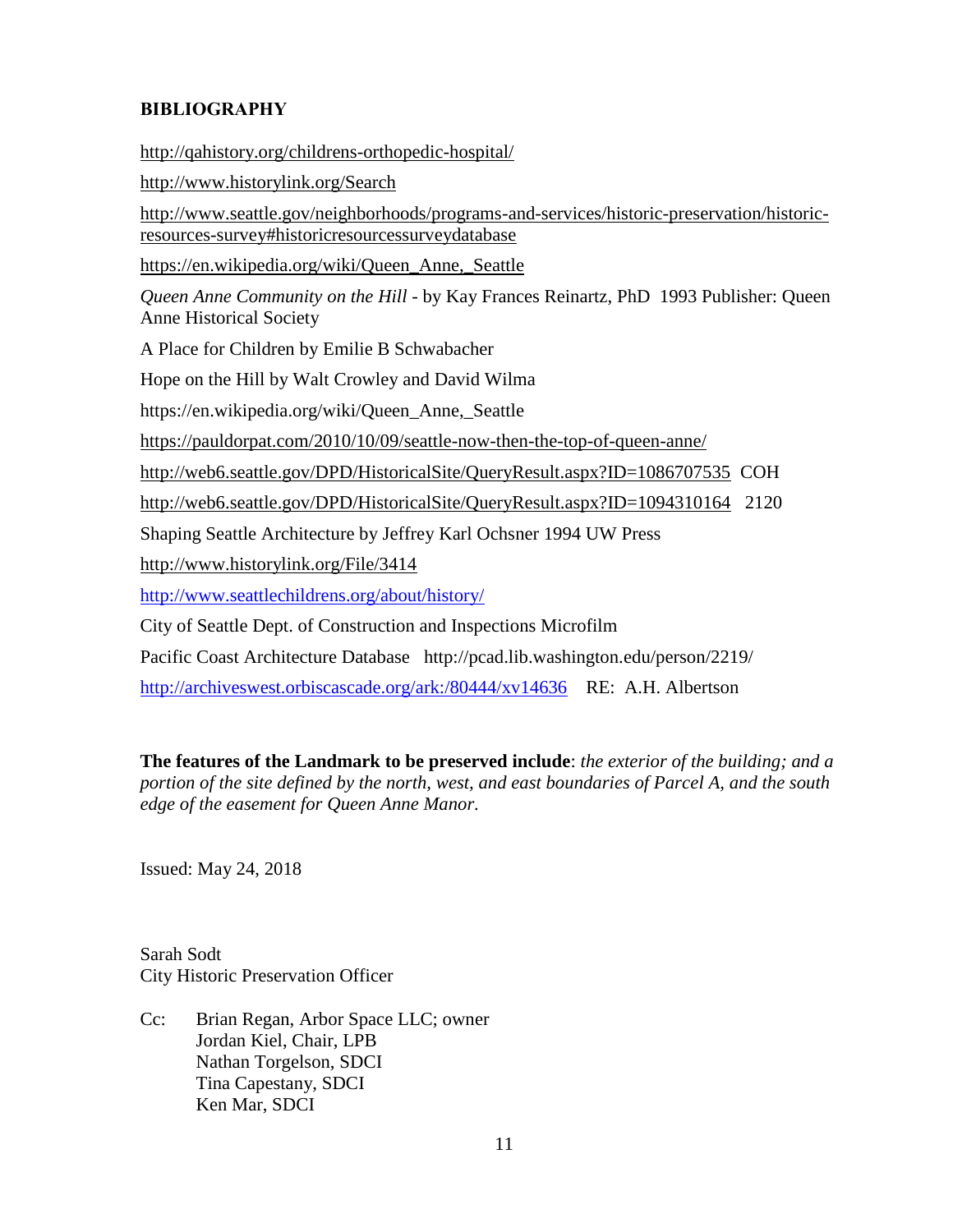## BIBLIOGRAPHY

http://qahistory.org/childrens-orthopedic-hospital/

http://www.historylink.org/Search

http://www.seattle.gov/neighborhoods/programs-and-services/historic-preservation/historic-resources-survey#historicresourcessurveydatabase

https://en.wikipedia.org/wiki/Queen_Anne,_Seattle

*Queen Anne Community on the Hill* - by Kay Frances Reinartz, PhD 1993 Publisher: Queen Anne Historical Society

A Place for Children by Emilie B Schwabacher

Hope on the Hill by Walt Crowley and David Wilma

https://en.wikipedia.org/wiki/Queen_Anne,_Seattle

https://pauldorpat.com/2010/10/09/seattle-now-then-the-top-of-queen-anne/

http://web6.seattle.gov/DPD/HistoricalSite/QueryResult.aspx?ID=1086707535 COH

http://web6.seattle.gov/DPD/HistoricalSite/QueryResult.aspx?ID=1094310164 2120

Shaping Seattle Architecture by Jeffrey Karl Ochsner 1994 UW Press

http://www.historylink.org/File/3414

http://www.seattlechildrens.org/about/history/

City of Seattle Dept. of Construction and Inspections Microfilm

Pacific Coast Architecture Database http://pcad.lib.washington.edu/person/2219/

http://archiveswest.orbiscascade.org/ark:/80444/xv14636 RE: A.H. Albertson

**The features of the Landmark to be preserved include**: *the exterior of the building; and a portion of the site defined by the north, west, and east boundaries of Parcel A, and the south edge of the easement for Queen Anne Manor.*

Issued: May 24, 2018

Sarah Sodt
City Historic Preservation Officer

Cc: Brian Regan, Arbor Space LLC; owner
Jordan Kiel, Chair, LPB
Nathan Torgelson, SDCI
Tina Capestany, SDCI
Ken Mar, SDCI